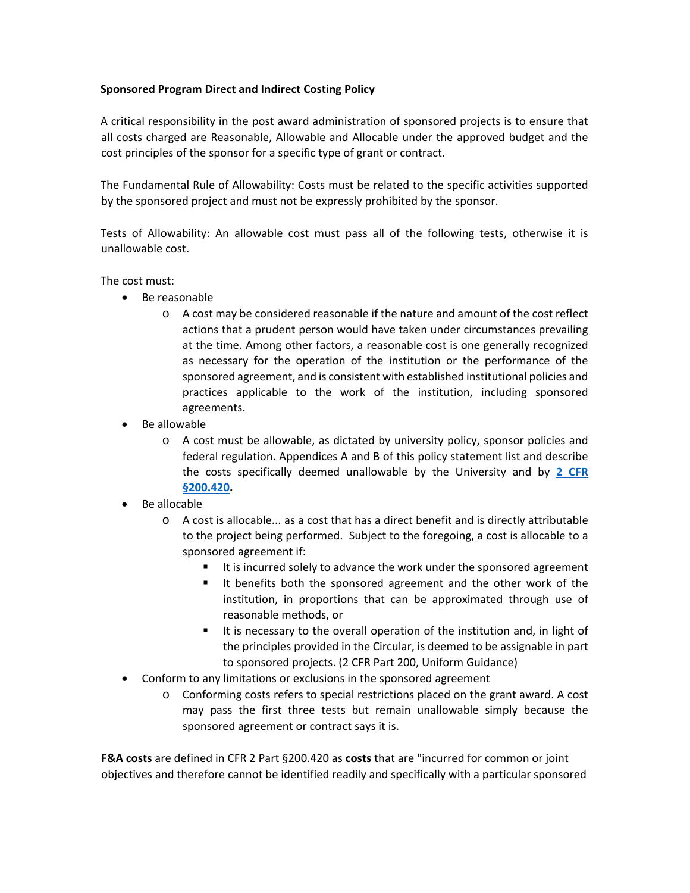**Sponsored Program Direct and Indirect Costing Policy**

A critical responsibility in the post award administration of sponsored projects is to ensure that all costs charged are Reasonable, Allowable and Allocable under the approved budget and the cost principles of the sponsor for a specific type of grant or contract.

The Fundamental Rule of Allowability: Costs must be related to the specific activities supported by the sponsored project and must not be expressly prohibited by the sponsor.

Tests of Allowability: An allowable cost must pass all of the following tests, otherwise it is unallowable cost.

The cost must:

- Be reasonable
  - A cost may be considered reasonable if the nature and amount of the cost reflect actions that a prudent person would have taken under circumstances prevailing at the time. Among other factors, a reasonable cost is one generally recognized as necessary for the operation of the institution or the performance of the sponsored agreement, and is consistent with established institutional policies and practices applicable to the work of the institution, including sponsored agreements.
- Be allowable
  - A cost must be allowable, as dictated by university policy, sponsor policies and federal regulation. Appendices A and B of this policy statement list and describe the costs specifically deemed unallowable by the University and by **[2 CFR §200.420](#).**
- Be allocable
  - A cost is allocable... as a cost that has a direct benefit and is directly attributable to the project being performed. Subject to the foregoing, a cost is allocable to a sponsored agreement if:
    - It is incurred solely to advance the work under the sponsored agreement
    - It benefits both the sponsored agreement and the other work of the institution, in proportions that can be approximated through use of reasonable methods, or
    - It is necessary to the overall operation of the institution and, in light of the principles provided in the Circular, is deemed to be assignable in part to sponsored projects. (2 CFR Part 200, Uniform Guidance)
- Conform to any limitations or exclusions in the sponsored agreement
  - Conforming costs refers to special restrictions placed on the grant award. A cost may pass the first three tests but remain unallowable simply because the sponsored agreement or contract says it is.

**F&A costs** are defined in CFR 2 Part §200.420 as **costs** that are "incurred for common or joint objectives and therefore cannot be identified readily and specifically with a particular sponsored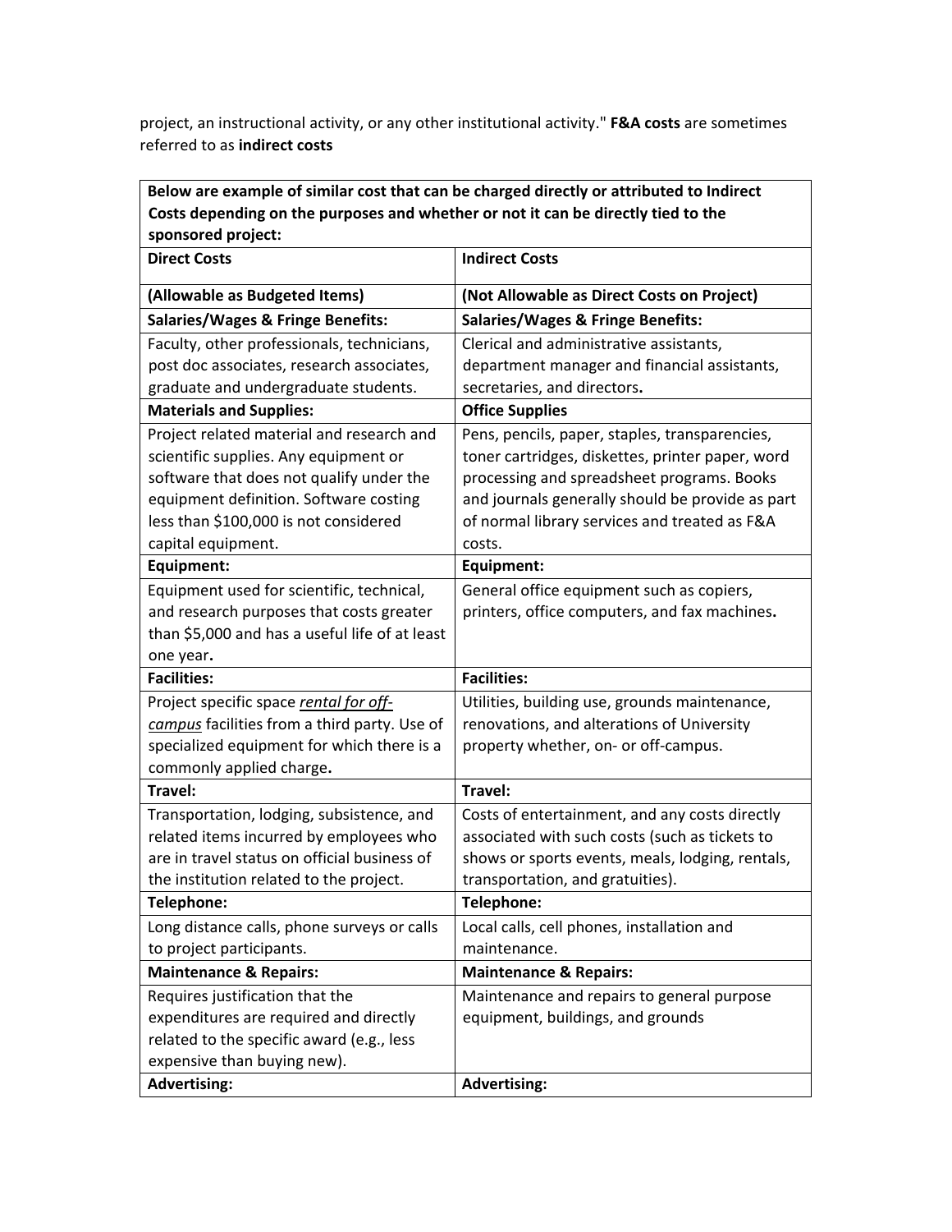project, an instructional activity, or any other institutional activity." **F&A costs** are sometimes referred to as **indirect costs**

| **Below are example of similar cost that can be charged directly or attributed to Indirect Costs depending on the purposes and whether or not it can be directly tied to the sponsored project:** | |
|---|---|
| **Direct Costs** | **Indirect Costs** |
| **(Allowable as Budgeted Items)** | **(Not Allowable as Direct Costs on Project)** |
| **Salaries/Wages & Fringe Benefits:** | **Salaries/Wages & Fringe Benefits:** |
| Faculty, other professionals, technicians, post doc associates, research associates, graduate and undergraduate students. | Clerical and administrative assistants, department manager and financial assistants, secretaries, and directors**.** |
| **Materials and Supplies:** | **Office Supplies** |
| Project related material and research and scientific supplies. Any equipment or software that does not qualify under the equipment definition. Software costing less than $100,000 is not considered capital equipment. | Pens, pencils, paper, staples, transparencies, toner cartridges, diskettes, printer paper, word processing and spreadsheet programs. Books and journals generally should be provide as part of normal library services and treated as F&A costs. |
| **Equipment:** | **Equipment:** |
| Equipment used for scientific, technical, and research purposes that costs greater than $5,000 and has a useful life of at least one year**.** | General office equipment such as copiers, printers, office computers, and fax machines**.** |
| **Facilities:** | **Facilities:** |
| Project specific space ***<u>rental for off-campus</u>*** facilities from a third party. Use of specialized equipment for which there is a commonly applied charge**.** | Utilities, building use, grounds maintenance, renovations, and alterations of University property whether, on- or off-campus. |
| **Travel:** | **Travel:** |
| Transportation, lodging, subsistence, and related items incurred by employees who are in travel status on official business of the institution related to the project. | Costs of entertainment, and any costs directly associated with such costs (such as tickets to shows or sports events, meals, lodging, rentals, transportation, and gratuities). |
| **Telephone:** | **Telephone:** |
| Long distance calls, phone surveys or calls to project participants. | Local calls, cell phones, installation and maintenance. |
| **Maintenance & Repairs:** | **Maintenance & Repairs:** |
| Requires justification that the expenditures are required and directly related to the specific award (e.g., less expensive than buying new). | Maintenance and repairs to general purpose equipment, buildings, and grounds |
| **Advertising:** | **Advertising:** |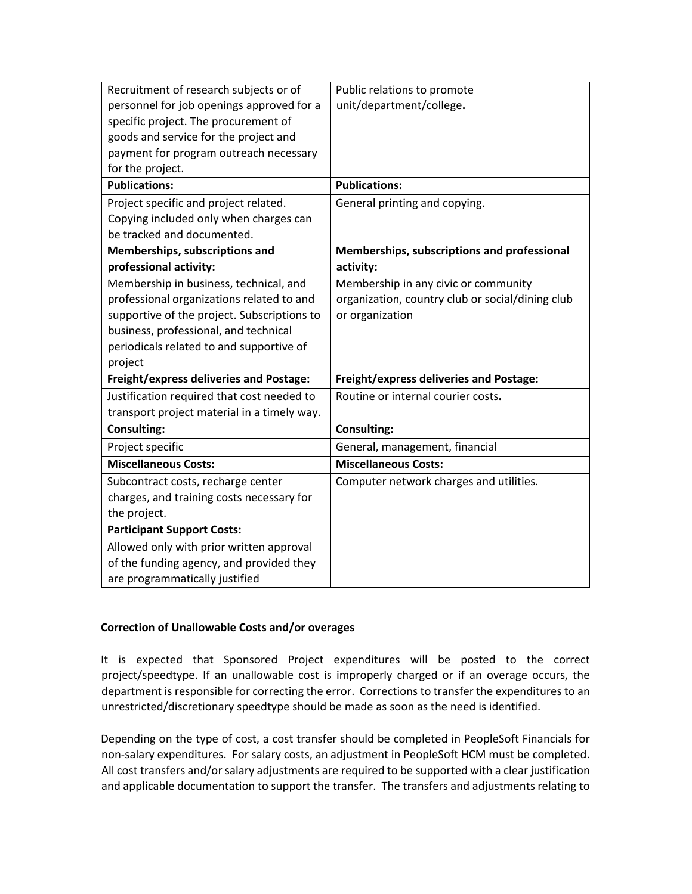| | |
|---|---|
| Recruitment of research subjects or of personnel for job openings approved for a specific project. The procurement of goods and service for the project and payment for program outreach necessary for the project. | Public relations to promote unit/department/college**.** |
| **Publications:** | **Publications:** |
| Project specific and project related. Copying included only when charges can be tracked and documented. | General printing and copying. |
| **Memberships, subscriptions and professional activity:** | **Memberships, subscriptions and professional activity:** |
| Membership in business, technical, and professional organizations related to and supportive of the project. Subscriptions to business, professional, and technical periodicals related to and supportive of project | Membership in any civic or community organization, country club or social/dining club or organization |
| **Freight/express deliveries and Postage:** | **Freight/express deliveries and Postage:** |
| Justification required that cost needed to transport project material in a timely way. | Routine or internal courier costs**.** |
| **Consulting:** | **Consulting:** |
| Project specific | General, management, financial |
| **Miscellaneous Costs:** | **Miscellaneous Costs:** |
| Subcontract costs, recharge center charges, and training costs necessary for the project. | Computer network charges and utilities. |
| **Participant Support Costs:** | |
| Allowed only with prior written approval of the funding agency, and provided they are programmatically justified | |

**Correction of Unallowable Costs and/or overages**

It is expected that Sponsored Project expenditures will be posted to the correct project/speedtype. If an unallowable cost is improperly charged or if an overage occurs, the department is responsible for correcting the error. Corrections to transfer the expenditures to an unrestricted/discretionary speedtype should be made as soon as the need is identified.

Depending on the type of cost, a cost transfer should be completed in PeopleSoft Financials for non-salary expenditures. For salary costs, an adjustment in PeopleSoft HCM must be completed. All cost transfers and/or salary adjustments are required to be supported with a clear justification and applicable documentation to support the transfer. The transfers and adjustments relating to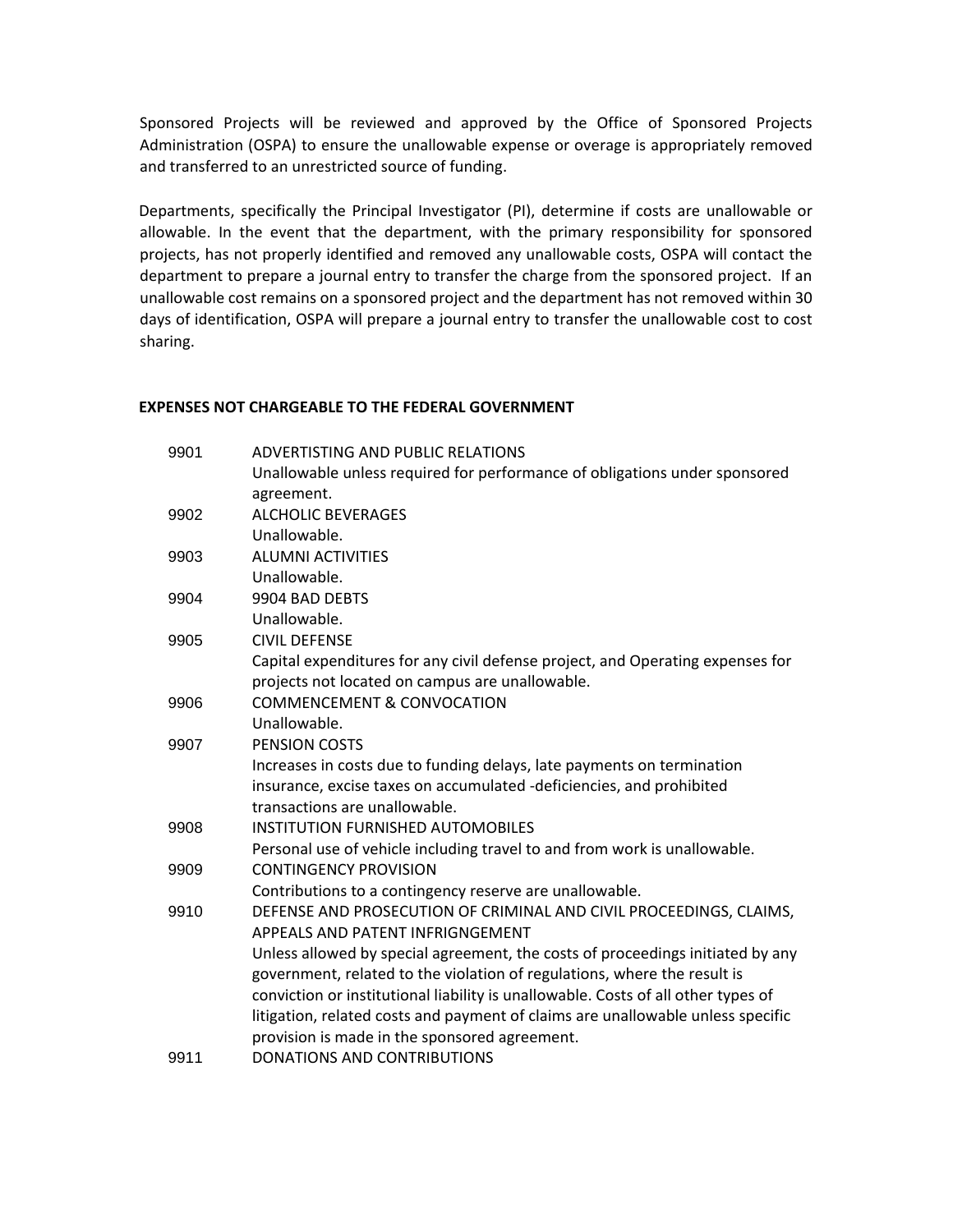Sponsored Projects will be reviewed and approved by the Office of Sponsored Projects Administration (OSPA) to ensure the unallowable expense or overage is appropriately removed and transferred to an unrestricted source of funding.

Departments, specifically the Principal Investigator (PI), determine if costs are unallowable or allowable. In the event that the department, with the primary responsibility for sponsored projects, has not properly identified and removed any unallowable costs, OSPA will contact the department to prepare a journal entry to transfer the charge from the sponsored project. If an unallowable cost remains on a sponsored project and the department has not removed within 30 days of identification, OSPA will prepare a journal entry to transfer the unallowable cost to cost sharing.

**EXPENSES NOT CHARGEABLE TO THE FEDERAL GOVERNMENT**

9901 ADVERTISING AND PUBLIC RELATIONS
Unallowable unless required for performance of obligations under sponsored agreement.

9902 ALCHOLIC BEVERAGES
Unallowable.

9903 ALUMNI ACTIVITIES
Unallowable.

9904 9904 BAD DEBTS
Unallowable.

9905 CIVIL DEFENSE
Capital expenditures for any civil defense project, and Operating expenses for projects not located on campus are unallowable.

9906 COMMENCEMENT & CONVOCATION
Unallowable.

9907 PENSION COSTS
Increases in costs due to funding delays, late payments on termination insurance, excise taxes on accumulated -deficiencies, and prohibited transactions are unallowable.

9908 INSTITUTION FURNISHED AUTOMOBILES
Personal use of vehicle including travel to and from work is unallowable.

9909 CONTINGENCY PROVISION
Contributions to a contingency reserve are unallowable.

9910 DEFENSE AND PROSECUTION OF CRIMINAL AND CIVIL PROCEEDINGS, CLAIMS, APPEALS AND PATENT INFRIGNGEMENT
Unless allowed by special agreement, the costs of proceedings initiated by any government, related to the violation of regulations, where the result is conviction or institutional liability is unallowable. Costs of all other types of litigation, related costs and payment of claims are unallowable unless specific provision is made in the sponsored agreement.

9911 DONATIONS AND CONTRIBUTIONS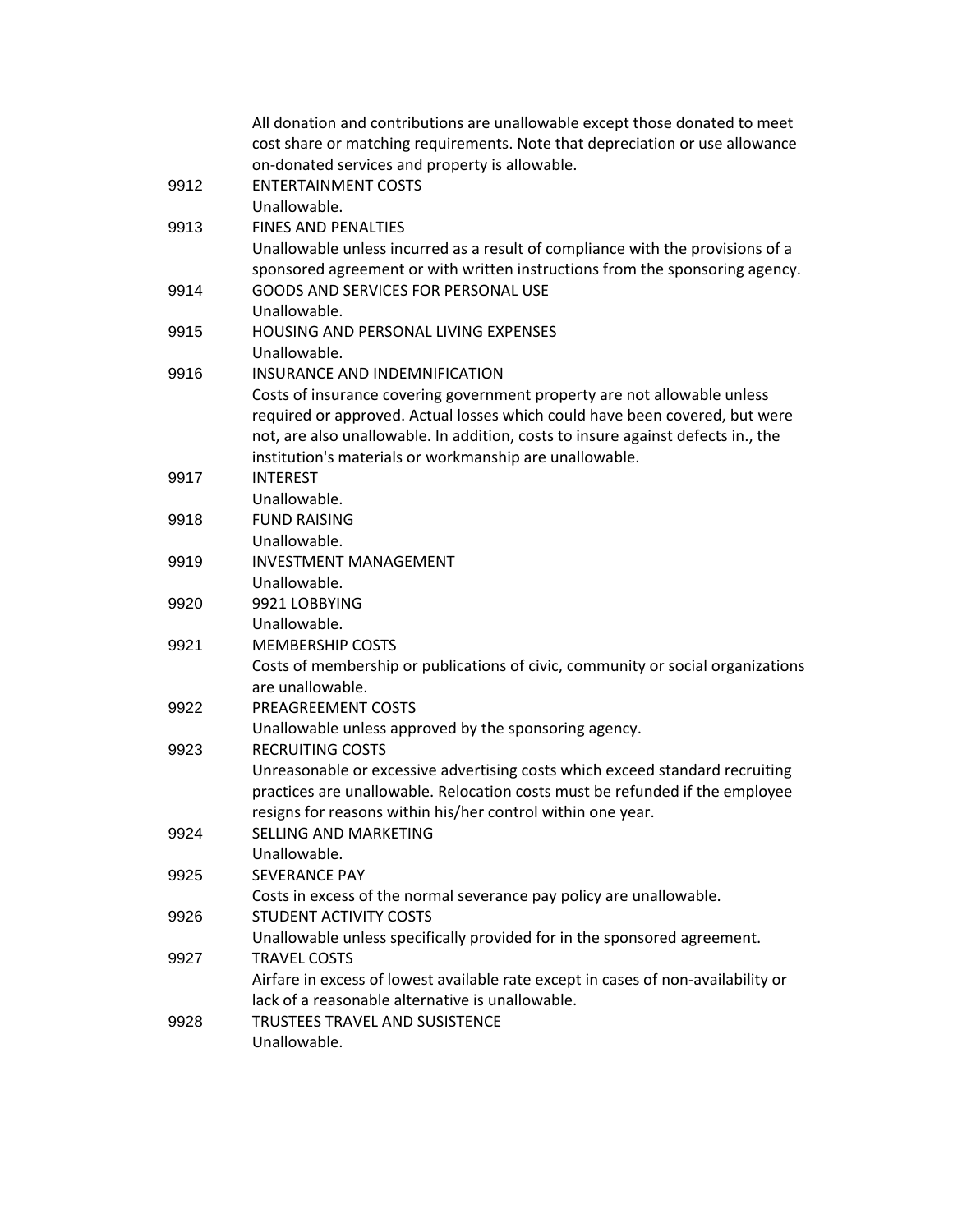All donation and contributions are unallowable except those donated to meet cost share or matching requirements. Note that depreciation or use allowance on-donated services and property is allowable.

9912 ENTERTAINMENT COSTS

Unallowable.

9913 FINES AND PENALTIES

Unallowable unless incurred as a result of compliance with the provisions of a sponsored agreement or with written instructions from the sponsoring agency.

9914 GOODS AND SERVICES FOR PERSONAL USE

Unallowable.

9915 HOUSING AND PERSONAL LIVING EXPENSES

Unallowable.

9916 INSURANCE AND INDEMNIFICATION

Costs of insurance covering government property are not allowable unless required or approved. Actual losses which could have been covered, but were not, are also unallowable. In addition, costs to insure against defects in., the institution's materials or workmanship are unallowable.

9917 INTEREST

Unallowable.

9918 FUND RAISING

Unallowable.

9919 INVESTMENT MANAGEMENT

Unallowable.

9920 9921 LOBBYING

Unallowable.

9921 MEMBERSHIP COSTS

Costs of membership or publications of civic, community or social organizations are unallowable.

9922 PREAGREEMENT COSTS

Unallowable unless approved by the sponsoring agency.

9923 RECRUITING COSTS

Unreasonable or excessive advertising costs which exceed standard recruiting practices are unallowable. Relocation costs must be refunded if the employee resigns for reasons within his/her control within one year.

9924 SELLING AND MARKETING

Unallowable.

9925 SEVERANCE PAY

Costs in excess of the normal severance pay policy are unallowable.

9926 STUDENT ACTIVITY COSTS

Unallowable unless specifically provided for in the sponsored agreement.

9927 TRAVEL COSTS

Airfare in excess of lowest available rate except in cases of non-availability or lack of a reasonable alternative is unallowable.

9928 TRUSTEES TRAVEL AND SUSISTENCE

Unallowable.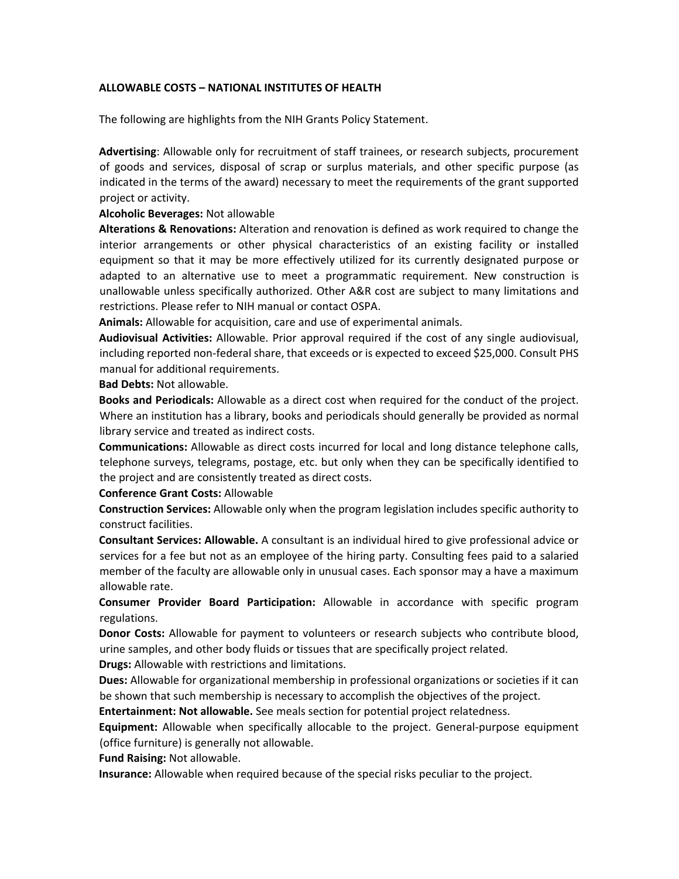**ALLOWABLE COSTS – NATIONAL INSTITUTES OF HEALTH**

The following are highlights from the NIH Grants Policy Statement.

**Advertising**: Allowable only for recruitment of staff trainees, or research subjects, procurement of goods and services, disposal of scrap or surplus materials, and other specific purpose (as indicated in the terms of the award) necessary to meet the requirements of the grant supported project or activity.

**Alcoholic Beverages:** Not allowable

**Alterations & Renovations:** Alteration and renovation is defined as work required to change the interior arrangements or other physical characteristics of an existing facility or installed equipment so that it may be more effectively utilized for its currently designated purpose or adapted to an alternative use to meet a programmatic requirement. New construction is unallowable unless specifically authorized. Other A&R cost are subject to many limitations and restrictions. Please refer to NIH manual or contact OSPA.

**Animals:** Allowable for acquisition, care and use of experimental animals.

**Audiovisual Activities:** Allowable. Prior approval required if the cost of any single audiovisual, including reported non-federal share, that exceeds or is expected to exceed $25,000. Consult PHS manual for additional requirements.

**Bad Debts:** Not allowable.

**Books and Periodicals:** Allowable as a direct cost when required for the conduct of the project. Where an institution has a library, books and periodicals should generally be provided as normal library service and treated as indirect costs.

**Communications:** Allowable as direct costs incurred for local and long distance telephone calls, telephone surveys, telegrams, postage, etc. but only when they can be specifically identified to the project and are consistently treated as direct costs.

**Conference Grant Costs:** Allowable

**Construction Services:** Allowable only when the program legislation includes specific authority to construct facilities.

**Consultant Services: Allowable.** A consultant is an individual hired to give professional advice or services for a fee but not as an employee of the hiring party. Consulting fees paid to a salaried member of the faculty are allowable only in unusual cases. Each sponsor may a have a maximum allowable rate.

**Consumer Provider Board Participation:** Allowable in accordance with specific program regulations.

**Donor Costs:** Allowable for payment to volunteers or research subjects who contribute blood, urine samples, and other body fluids or tissues that are specifically project related.

**Drugs:** Allowable with restrictions and limitations.

**Dues:** Allowable for organizational membership in professional organizations or societies if it can be shown that such membership is necessary to accomplish the objectives of the project.

**Entertainment: Not allowable.** See meals section for potential project relatedness.

**Equipment:** Allowable when specifically allocable to the project. General-purpose equipment (office furniture) is generally not allowable.

**Fund Raising:** Not allowable.

**Insurance:** Allowable when required because of the special risks peculiar to the project.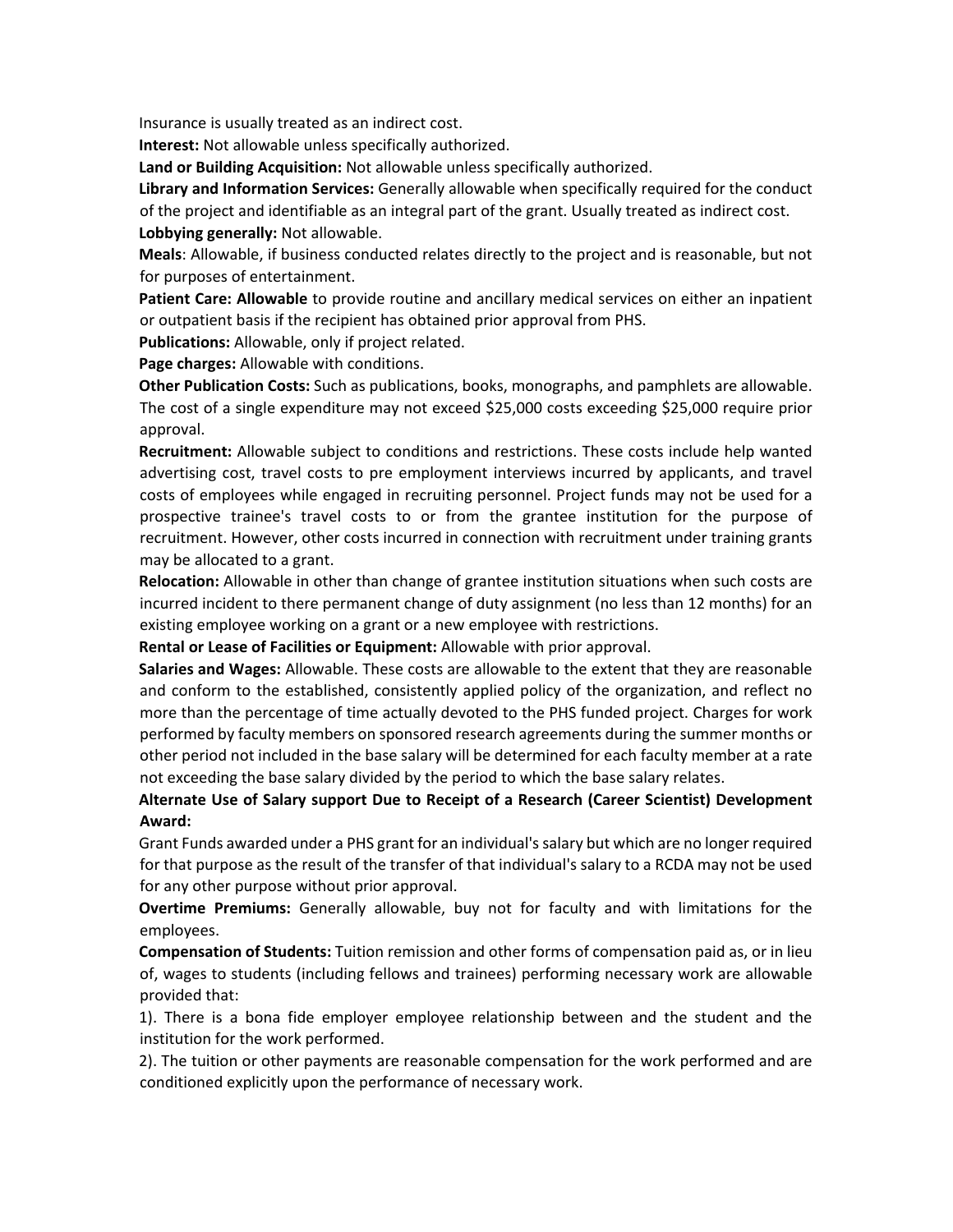Insurance is usually treated as an indirect cost.

**Interest:** Not allowable unless specifically authorized.

**Land or Building Acquisition:** Not allowable unless specifically authorized.

**Library and Information Services:** Generally allowable when specifically required for the conduct of the project and identifiable as an integral part of the grant. Usually treated as indirect cost.

**Lobbying generally:** Not allowable.

**Meals**: Allowable, if business conducted relates directly to the project and is reasonable, but not for purposes of entertainment.

**Patient Care: Allowable** to provide routine and ancillary medical services on either an inpatient or outpatient basis if the recipient has obtained prior approval from PHS.

**Publications:** Allowable, only if project related.

**Page charges:** Allowable with conditions.

**Other Publication Costs:** Such as publications, books, monographs, and pamphlets are allowable. The cost of a single expenditure may not exceed $25,000 costs exceeding $25,000 require prior approval.

**Recruitment:** Allowable subject to conditions and restrictions. These costs include help wanted advertising cost, travel costs to pre employment interviews incurred by applicants, and travel costs of employees while engaged in recruiting personnel. Project funds may not be used for a prospective trainee's travel costs to or from the grantee institution for the purpose of recruitment. However, other costs incurred in connection with recruitment under training grants may be allocated to a grant.

**Relocation:** Allowable in other than change of grantee institution situations when such costs are incurred incident to there permanent change of duty assignment (no less than 12 months) for an existing employee working on a grant or a new employee with restrictions.

**Rental or Lease of Facilities or Equipment:** Allowable with prior approval.

**Salaries and Wages:** Allowable. These costs are allowable to the extent that they are reasonable and conform to the established, consistently applied policy of the organization, and reflect no more than the percentage of time actually devoted to the PHS funded project. Charges for work performed by faculty members on sponsored research agreements during the summer months or other period not included in the base salary will be determined for each faculty member at a rate not exceeding the base salary divided by the period to which the base salary relates.

**Alternate Use of Salary support Due to Receipt of a Research (Career Scientist) Development Award:**

Grant Funds awarded under a PHS grant for an individual's salary but which are no longer required for that purpose as the result of the transfer of that individual's salary to a RCDA may not be used for any other purpose without prior approval.

**Overtime Premiums:** Generally allowable, buy not for faculty and with limitations for the employees.

**Compensation of Students:** Tuition remission and other forms of compensation paid as, or in lieu of, wages to students (including fellows and trainees) performing necessary work are allowable provided that:

1). There is a bona fide employer employee relationship between and the student and the institution for the work performed.

2). The tuition or other payments are reasonable compensation for the work performed and are conditioned explicitly upon the performance of necessary work.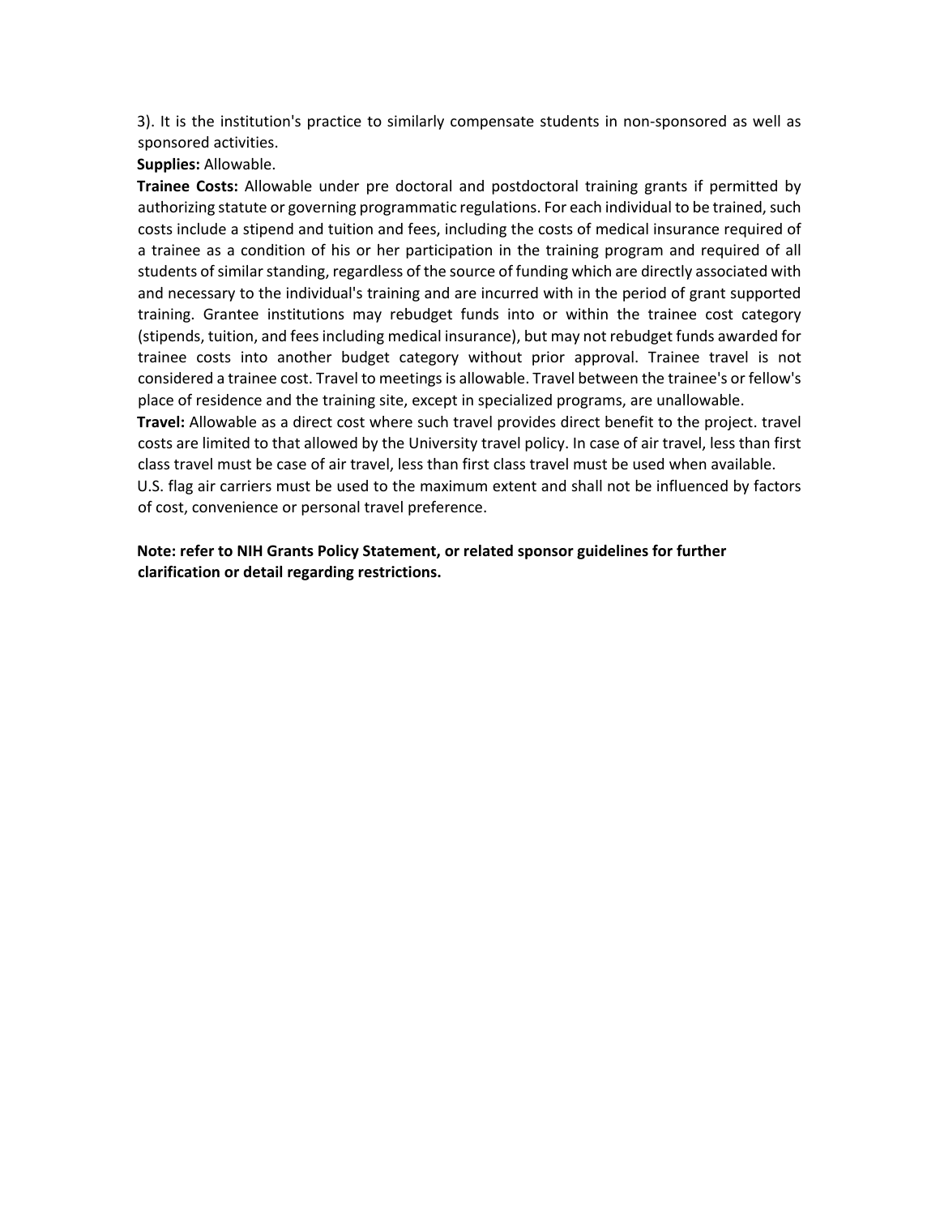3). It is the institution's practice to similarly compensate students in non-sponsored as well as sponsored activities.

**Supplies:** Allowable.

**Trainee Costs:** Allowable under pre doctoral and postdoctoral training grants if permitted by authorizing statute or governing programmatic regulations. For each individual to be trained, such costs include a stipend and tuition and fees, including the costs of medical insurance required of a trainee as a condition of his or her participation in the training program and required of all students of similar standing, regardless of the source of funding which are directly associated with and necessary to the individual's training and are incurred with in the period of grant supported training. Grantee institutions may rebudget funds into or within the trainee cost category (stipends, tuition, and fees including medical insurance), but may not rebudget funds awarded for trainee costs into another budget category without prior approval. Trainee travel is not considered a trainee cost. Travel to meetings is allowable. Travel between the trainee's or fellow's place of residence and the training site, except in specialized programs, are unallowable.

**Travel:** Allowable as a direct cost where such travel provides direct benefit to the project. travel costs are limited to that allowed by the University travel policy. In case of air travel, less than first class travel must be case of air travel, less than first class travel must be used when available. U.S. flag air carriers must be used to the maximum extent and shall not be influenced by factors of cost, convenience or personal travel preference.

**Note: refer to NIH Grants Policy Statement, or related sponsor guidelines for further clarification or detail regarding restrictions.**